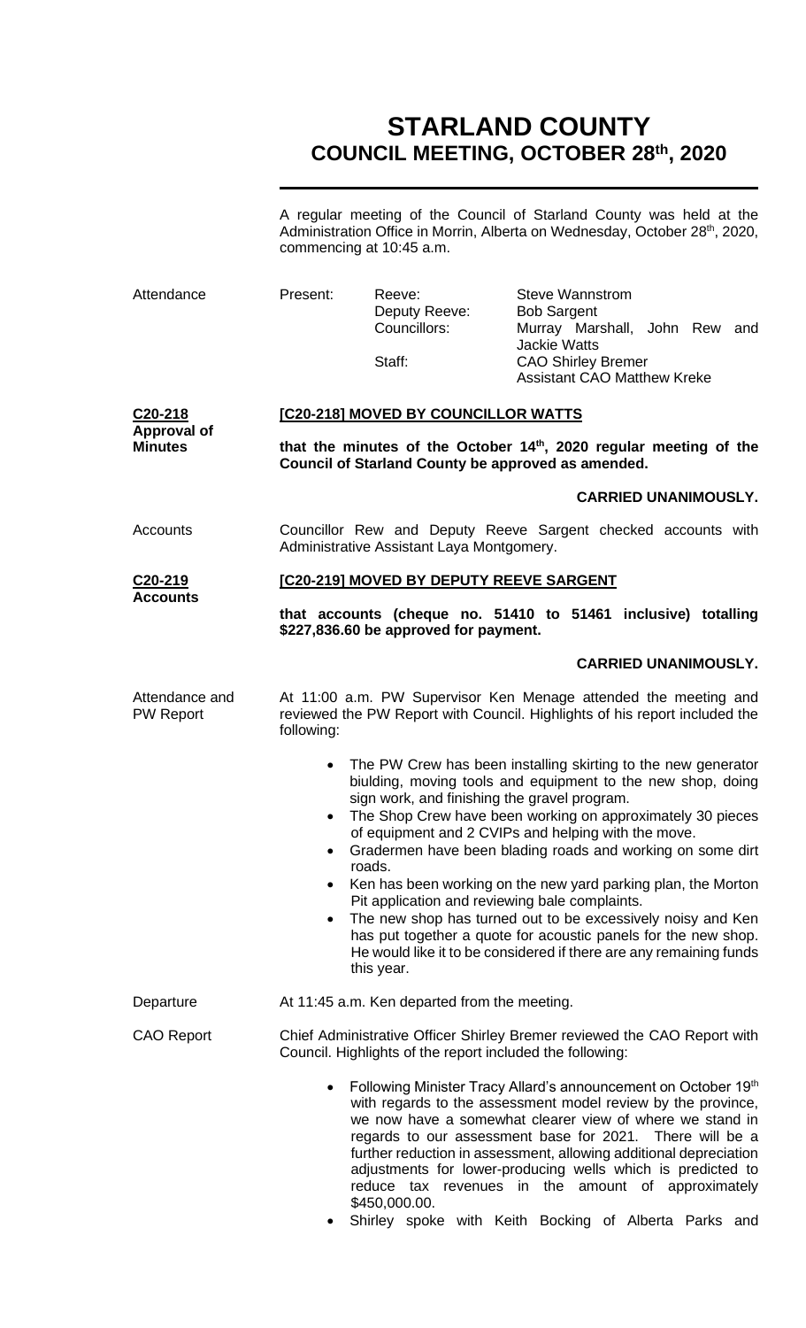# STARLAND COUNTY
## COUNCIL MEETING, OCTOBER 28th, 2020

A regular meeting of the Council of Starland County was held at the Administration Office in Morrin, Alberta on Wednesday, October 28th, 2020, commencing at 10:45 a.m.

**Attendance**

| Present: | Reeve: | Steve Wannstrom |
|---|---|---|
| | Deputy Reeve: | Bob Sargent |
| | Councillors: | Murray Marshall, John Rew and Jackie Watts |
| | Staff: | CAO Shirley Bremer |
| | | Assistant CAO Matthew Kreke |

**C20-218 Approval of Minutes**

**[C20-218] MOVED BY COUNCILLOR WATTS**

**that the minutes of the October 14th, 2020 regular meeting of the Council of Starland County be approved as amended.**

**CARRIED UNANIMOUSLY.**

**Accounts**

Councillor Rew and Deputy Reeve Sargent checked accounts with Administrative Assistant Laya Montgomery.

**C20-219 Accounts**

**[C20-219] MOVED BY DEPUTY REEVE SARGENT**

**that accounts (cheque no. 51410 to 51461 inclusive) totalling $227,836.60 be approved for payment.**

**CARRIED UNANIMOUSLY.**

**Attendance and PW Report**

At 11:00 a.m. PW Supervisor Ken Menage attended the meeting and reviewed the PW Report with Council. Highlights of his report included the following:

- The PW Crew has been installing skirting to the new generator biulding, moving tools and equipment to the new shop, doing sign work, and finishing the gravel program.
- The Shop Crew have been working on approximately 30 pieces of equipment and 2 CVIPs and helping with the move.
- Gradermen have been blading roads and working on some dirt roads.
- Ken has been working on the new yard parking plan, the Morton Pit application and reviewing bale complaints.
- The new shop has turned out to be excessively noisy and Ken has put together a quote for acoustic panels for the new shop. He would like it to be considered if there are any remaining funds this year.

**Departure**

At 11:45 a.m. Ken departed from the meeting.

**CAO Report**

Chief Administrative Officer Shirley Bremer reviewed the CAO Report with Council. Highlights of the report included the following:

- Following Minister Tracy Allard's announcement on October 19th with regards to the assessment model review by the province, we now have a somewhat clearer view of where we stand in regards to our assessment base for 2021. There will be a further reduction in assessment, allowing additional depreciation adjustments for lower-producing wells which is predicted to reduce tax revenues in the amount of approximately $450,000.00.
- Shirley spoke with Keith Bocking of Alberta Parks and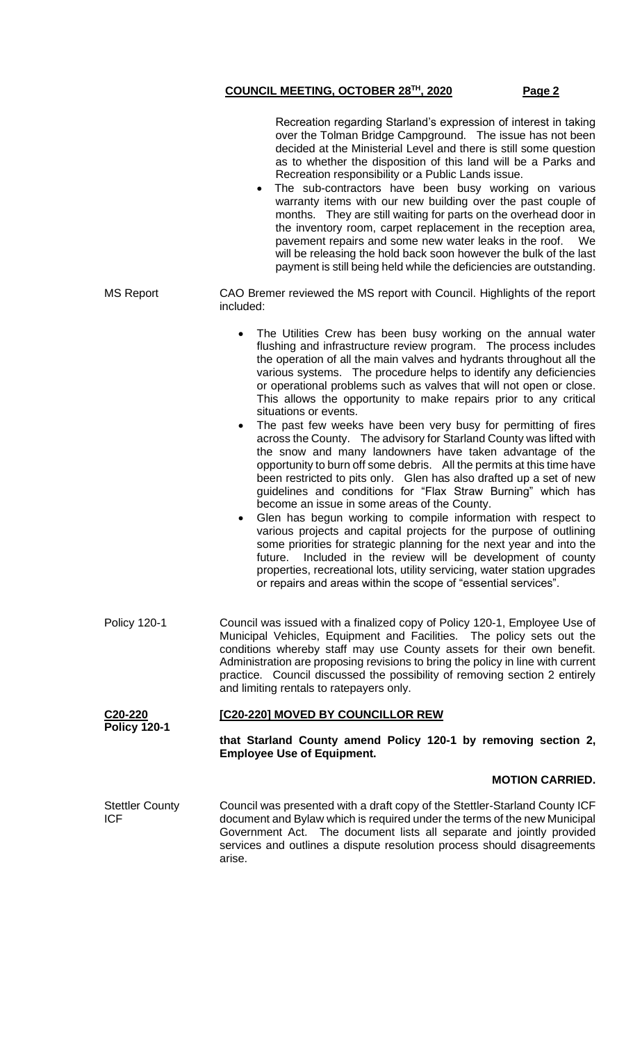Recreation regarding Starland's expression of interest in taking over the Tolman Bridge Campground. The issue has not been decided at the Ministerial Level and there is still some question as to whether the disposition of this land will be a Parks and Recreation responsibility or a Public Lands issue.

- The sub-contractors have been busy working on various warranty items with our new building over the past couple of months. They are still waiting for parts on the overhead door in the inventory room, carpet replacement in the reception area, pavement repairs and some new water leaks in the roof. We will be releasing the hold back soon however the bulk of the last payment is still being held while the deficiencies are outstanding.

MS Report

CAO Bremer reviewed the MS report with Council. Highlights of the report included:

- The Utilities Crew has been busy working on the annual water flushing and infrastructure review program. The process includes the operation of all the main valves and hydrants throughout all the various systems. The procedure helps to identify any deficiencies or operational problems such as valves that will not open or close. This allows the opportunity to make repairs prior to any critical situations or events.
- The past few weeks have been very busy for permitting of fires across the County. The advisory for Starland County was lifted with the snow and many landowners have taken advantage of the opportunity to burn off some debris. All the permits at this time have been restricted to pits only. Glen has also drafted up a set of new guidelines and conditions for "Flax Straw Burning" which has become an issue in some areas of the County.
- Glen has begun working to compile information with respect to various projects and capital projects for the purpose of outlining some priorities for strategic planning for the next year and into the future. Included in the review will be development of county properties, recreational lots, utility servicing, water station upgrades or repairs and areas within the scope of "essential services".

Policy 120-1

Council was issued with a finalized copy of Policy 120-1, Employee Use of Municipal Vehicles, Equipment and Facilities. The policy sets out the conditions whereby staff may use County assets for their own benefit. Administration are proposing revisions to bring the policy in line with current practice. Council discussed the possibility of removing section 2 entirely and limiting rentals to ratepayers only.

**C20-220**
**Policy 120-1**

**[C20-220] MOVED BY COUNCILLOR REW**

**that Starland County amend Policy 120-1 by removing section 2, Employee Use of Equipment.**

**MOTION CARRIED.**

Stettler County ICF

Council was presented with a draft copy of the Stettler-Starland County ICF document and Bylaw which is required under the terms of the new Municipal Government Act. The document lists all separate and jointly provided services and outlines a dispute resolution process should disagreements arise.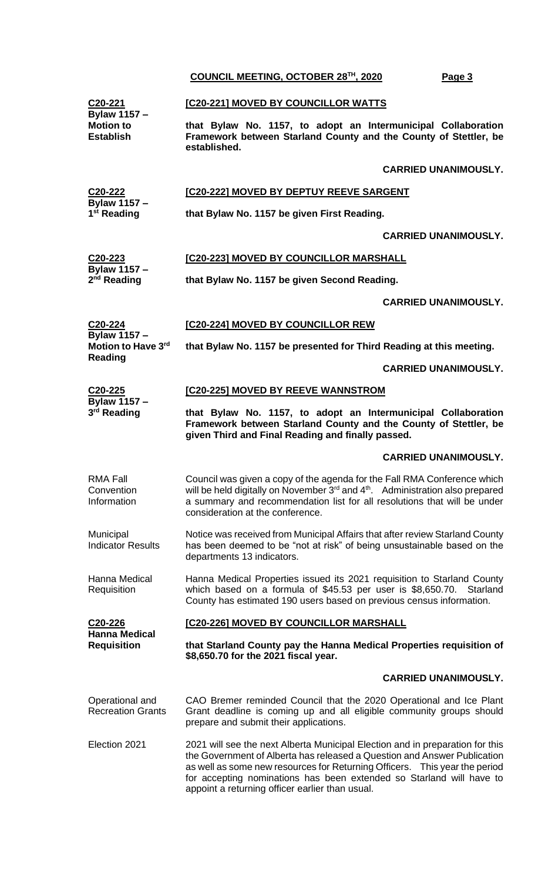**C20-221**
**Bylaw 1157 – Motion to Establish**

**[C20-221] MOVED BY COUNCILLOR WATTS**

**that Bylaw No. 1157, to adopt an Intermunicipal Collaboration Framework between Starland County and the County of Stettler, be established.**

**CARRIED UNANIMOUSLY.**

**C20-222**
**Bylaw 1157 – 1st Reading**

**[C20-222] MOVED BY DEPTUY REEVE SARGENT**

**that Bylaw No. 1157 be given First Reading.**

**CARRIED UNANIMOUSLY.**

**C20-223**
**Bylaw 1157 – 2nd Reading**

**[C20-223] MOVED BY COUNCILLOR MARSHALL**

**that Bylaw No. 1157 be given Second Reading.**

**CARRIED UNANIMOUSLY.**

**C20-224**
**Bylaw 1157 – Motion to Have 3rd Reading**

**[C20-224] MOVED BY COUNCILLOR REW**

**that Bylaw No. 1157 be presented for Third Reading at this meeting.**

**CARRIED UNANIMOUSLY.**

**C20-225**
**Bylaw 1157 – 3rd Reading**

**[C20-225] MOVED BY REEVE WANNSTROM**

**that Bylaw No. 1157, to adopt an Intermunicipal Collaboration Framework between Starland County and the County of Stettler, be given Third and Final Reading and finally passed.**

**CARRIED UNANIMOUSLY.**

RMA Fall Convention Information

Council was given a copy of the agenda for the Fall RMA Conference which will be held digitally on November 3rd and 4th. Administration also prepared a summary and recommendation list for all resolutions that will be under consideration at the conference.

Municipal Indicator Results

Notice was received from Municipal Affairs that after review Starland County has been deemed to be "not at risk" of being unsustainable based on the departments 13 indicators.

Hanna Medical Requisition

Hanna Medical Properties issued its 2021 requisition to Starland County which based on a formula of $45.53 per user is $8,650.70. Starland County has estimated 190 users based on previous census information.

**C20-226**
**Hanna Medical Requisition**

**[C20-226] MOVED BY COUNCILLOR MARSHALL**

**that Starland County pay the Hanna Medical Properties requisition of $8,650.70 for the 2021 fiscal year.**

**CARRIED UNANIMOUSLY.**

Operational and Recreation Grants

CAO Bremer reminded Council that the 2020 Operational and Ice Plant Grant deadline is coming up and all eligible community groups should prepare and submit their applications.

Election 2021

2021 will see the next Alberta Municipal Election and in preparation for this the Government of Alberta has released a Question and Answer Publication as well as some new resources for Returning Officers. This year the period for accepting nominations has been extended so Starland will have to appoint a returning officer earlier than usual.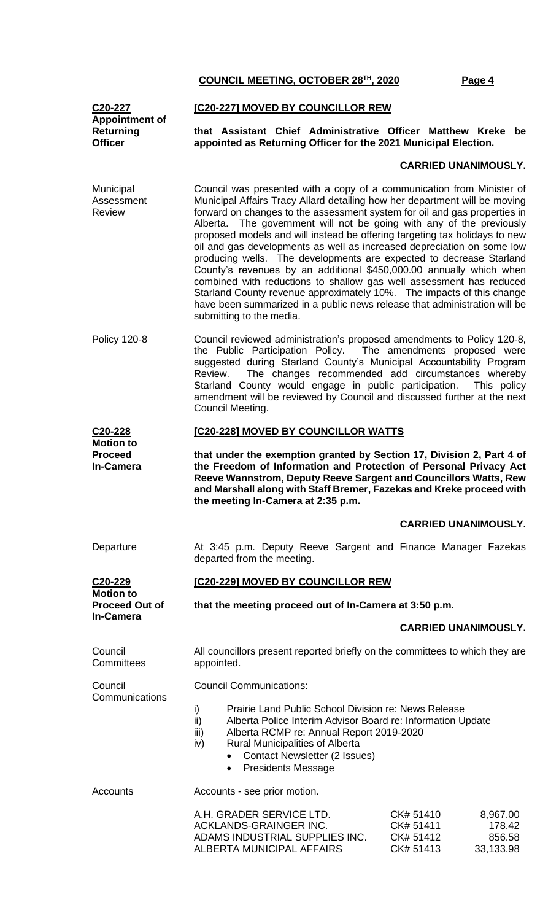**C20-227**
**Appointment of Returning Officer**

**[C20-227] MOVED BY COUNCILLOR REW**

**that Assistant Chief Administrative Officer Matthew Kreke be appointed as Returning Officer for the 2021 Municipal Election.**

**CARRIED UNANIMOUSLY.**

Municipal Assessment Review

Council was presented with a copy of a communication from Minister of Municipal Affairs Tracy Allard detailing how her department will be moving forward on changes to the assessment system for oil and gas properties in Alberta. The government will not be going with any of the previously proposed models and will instead be offering targeting tax holidays to new oil and gas developments as well as increased depreciation on some low producing wells. The developments are expected to decrease Starland County's revenues by an additional $450,000.00 annually which when combined with reductions to shallow gas well assessment has reduced Starland County revenue approximately 10%. The impacts of this change have been summarized in a public news release that administration will be submitting to the media.

Policy 120-8

Council reviewed administration's proposed amendments to Policy 120-8, the Public Participation Policy. The amendments proposed were suggested during Starland County's Municipal Accountability Program Review. The changes recommended add circumstances whereby Starland County would engage in public participation. This policy amendment will be reviewed by Council and discussed further at the next Council Meeting.

**C20-228**
**Motion to Proceed In-Camera**

**[C20-228] MOVED BY COUNCILLOR WATTS**

**that under the exemption granted by Section 17, Division 2, Part 4 of the Freedom of Information and Protection of Personal Privacy Act Reeve Wannstrom, Deputy Reeve Sargent and Councillors Watts, Rew and Marshall along with Staff Bremer, Fazekas and Kreke proceed with the meeting In-Camera at 2:35 p.m.**

**CARRIED UNANIMOUSLY.**

Departure

At 3:45 p.m. Deputy Reeve Sargent and Finance Manager Fazekas departed from the meeting.

**C20-229**
**Motion to Proceed Out of In-Camera**

**[C20-229] MOVED BY COUNCILLOR REW**

**that the meeting proceed out of In-Camera at 3:50 p.m.**

**CARRIED UNANIMOUSLY.**

Council Committees

All councillors present reported briefly on the committees to which they are appointed.

Council Communications

Council Communications:

i) Prairie Land Public School Division re: News Release
ii) Alberta Police Interim Advisor Board re: Information Update
iii) Alberta RCMP re: Annual Report 2019-2020
iv) Rural Municipalities of Alberta
   - Contact Newsletter (2 Issues)
   - Presidents Message

Accounts

Accounts - see prior motion.

| | | |
|---|---|---|
| A.H. GRADER SERVICE LTD. | CK# 51410 | 8,967.00 |
| ACKLANDS-GRAINGER INC. | CK# 51411 | 178.42 |
| ADAMS INDUSTRIAL SUPPLIES INC. | CK# 51412 | 856.58 |
| ALBERTA MUNICIPAL AFFAIRS | CK# 51413 | 33,133.98 |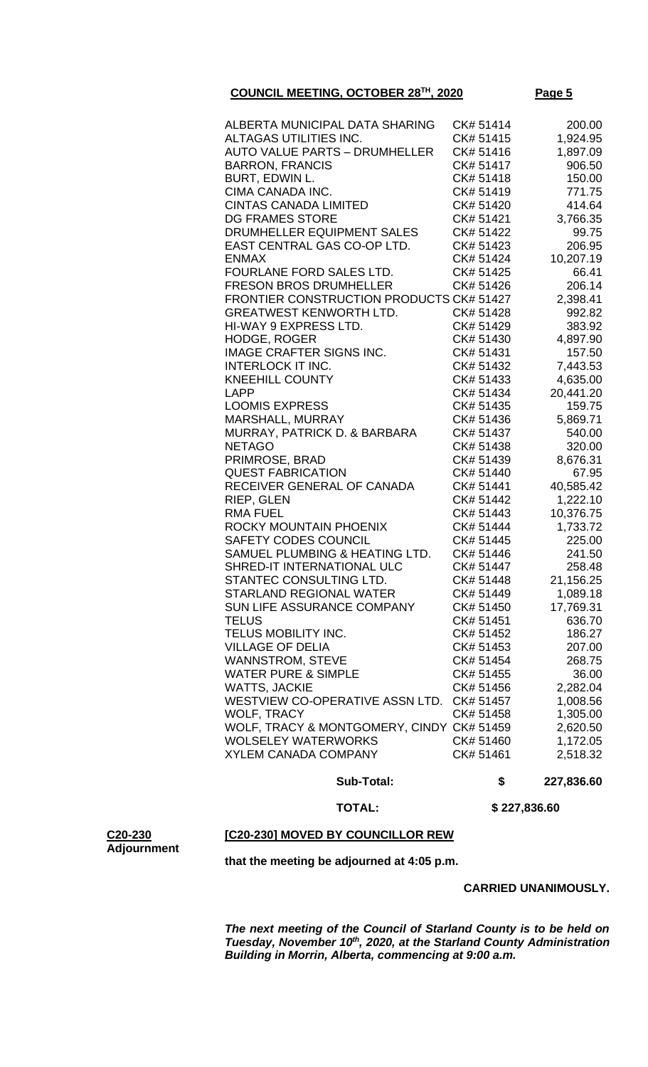| | | |
|---|---|---|
| ALBERTA MUNICIPAL DATA SHARING | CK# 51414 | 200.00 |
| ALTAGAS UTILITIES INC. | CK# 51415 | 1,924.95 |
| AUTO VALUE PARTS – DRUMHELLER | CK# 51416 | 1,897.09 |
| BARRON, FRANCIS | CK# 51417 | 906.50 |
| BURT, EDWIN L. | CK# 51418 | 150.00 |
| CIMA CANADA INC. | CK# 51419 | 771.75 |
| CINTAS CANADA LIMITED | CK# 51420 | 414.64 |
| DG FRAMES STORE | CK# 51421 | 3,766.35 |
| DRUMHELLER EQUIPMENT SALES | CK# 51422 | 99.75 |
| EAST CENTRAL GAS CO-OP LTD. | CK# 51423 | 206.95 |
| ENMAX | CK# 51424 | 10,207.19 |
| FOURLANE FORD SALES LTD. | CK# 51425 | 66.41 |
| FRESON BROS DRUMHELLER | CK# 51426 | 206.14 |
| FRONTIER CONSTRUCTION PRODUCTS | CK# 51427 | 2,398.41 |
| GREATWEST KENWORTH LTD. | CK# 51428 | 992.82 |
| HI-WAY 9 EXPRESS LTD. | CK# 51429 | 383.92 |
| HODGE, ROGER | CK# 51430 | 4,897.90 |
| IMAGE CRAFTER SIGNS INC. | CK# 51431 | 157.50 |
| INTERLOCK IT INC. | CK# 51432 | 7,443.53 |
| KNEEHILL COUNTY | CK# 51433 | 4,635.00 |
| LAPP | CK# 51434 | 20,441.20 |
| LOOMIS EXPRESS | CK# 51435 | 159.75 |
| MARSHALL, MURRAY | CK# 51436 | 5,869.71 |
| MURRAY, PATRICK D. & BARBARA | CK# 51437 | 540.00 |
| NETAGO | CK# 51438 | 320.00 |
| PRIMROSE, BRAD | CK# 51439 | 8,676.31 |
| QUEST FABRICATION | CK# 51440 | 67.95 |
| RECEIVER GENERAL OF CANADA | CK# 51441 | 40,585.42 |
| RIEP, GLEN | CK# 51442 | 1,222.10 |
| RMA FUEL | CK# 51443 | 10,376.75 |
| ROCKY MOUNTAIN PHOENIX | CK# 51444 | 1,733.72 |
| SAFETY CODES COUNCIL | CK# 51445 | 225.00 |
| SAMUEL PLUMBING & HEATING LTD. | CK# 51446 | 241.50 |
| SHRED-IT INTERNATIONAL ULC | CK# 51447 | 258.48 |
| STANTEC CONSULTING LTD. | CK# 51448 | 21,156.25 |
| STARLAND REGIONAL WATER | CK# 51449 | 1,089.18 |
| SUN LIFE ASSURANCE COMPANY | CK# 51450 | 17,769.31 |
| TELUS | CK# 51451 | 636.70 |
| TELUS MOBILITY INC. | CK# 51452 | 186.27 |
| VILLAGE OF DELIA | CK# 51453 | 207.00 |
| WANNSTROM, STEVE | CK# 51454 | 268.75 |
| WATER PURE & SIMPLE | CK# 51455 | 36.00 |
| WATTS, JACKIE | CK# 51456 | 2,282.04 |
| WESTVIEW CO-OPERATIVE ASSN LTD. | CK# 51457 | 1,008.56 |
| WOLF, TRACY | CK# 51458 | 1,305.00 |
| WOLF, TRACY & MONTGOMERY, CINDY | CK# 51459 | 2,620.50 |
| WOLSELEY WATERWORKS | CK# 51460 | 1,172.05 |
| XYLEM CANADA COMPANY | CK# 51461 | 2,518.32 |
| **Sub-Total:** | **$** | **227,836.60** |
| **TOTAL:** | | **$ 227,836.60** |

**C20-230**
**Adjournment**

**[C20-230] MOVED BY COUNCILLOR REW**

**that the meeting be adjourned at 4:05 p.m.**

**CARRIED UNANIMOUSLY.**

***The next meeting of the Council of Starland County is to be held on Tuesday, November 10th, 2020, at the Starland County Administration Building in Morrin, Alberta, commencing at 9:00 a.m.***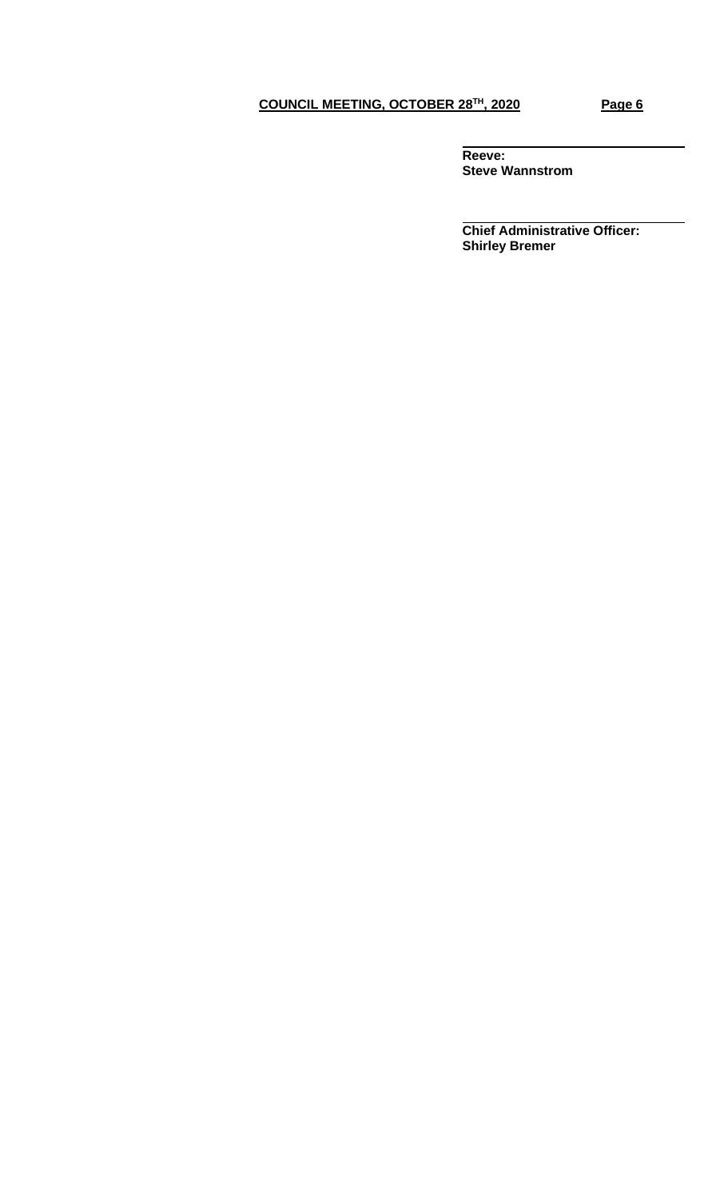______________________________

**Reeve:**
**Steve Wannstrom**

______________________________

**Chief Administrative Officer:**
**Shirley Bremer**